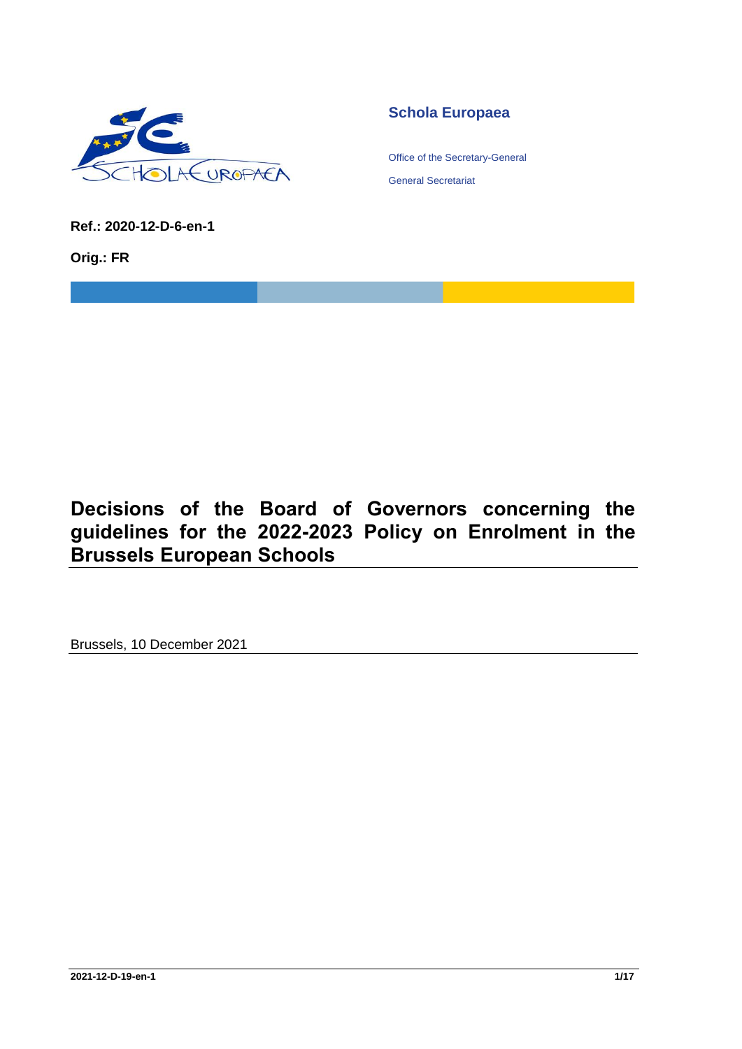**Schola Europaea**

Office of the Secretary-General

General Secretariat

**Ref.: 2020-12-D-6-en-1**

**Orig.: FR**

# Decisions of the Board of Governors concerning the guidelines for the 2022-2023 Policy on Enrolment in the Brussels European Schools

Brussels, 10 December 2021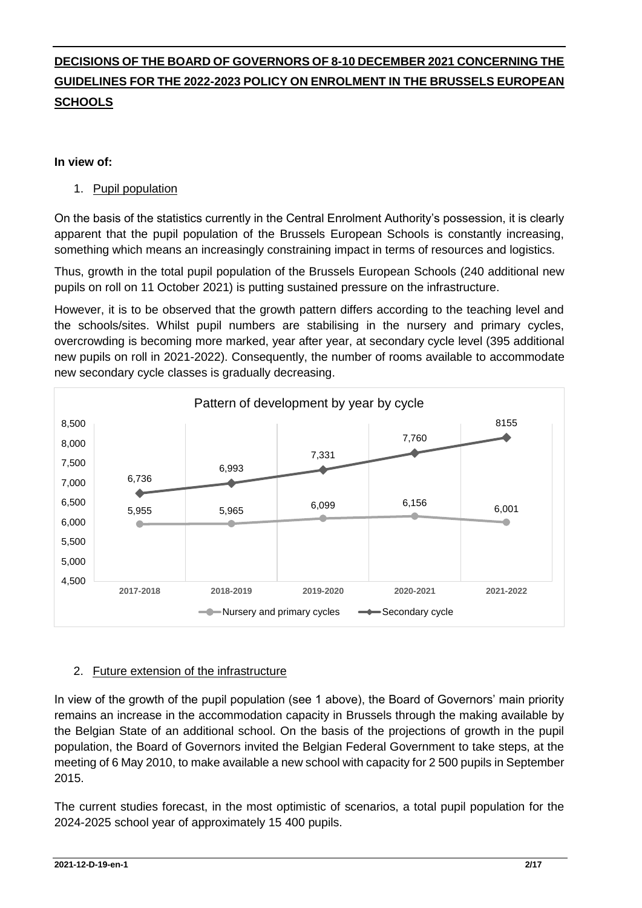**DECISIONS OF THE BOARD OF GOVERNORS OF 8-10 DECEMBER 2021 CONCERNING THE GUIDELINES FOR THE 2022-2023 POLICY ON ENROLMENT IN THE BRUSSELS EUROPEAN SCHOOLS**

**In view of:**

1. Pupil population

On the basis of the statistics currently in the Central Enrolment Authority's possession, it is clearly apparent that the pupil population of the Brussels European Schools is constantly increasing, something which means an increasingly constraining impact in terms of resources and logistics.

Thus, growth in the total pupil population of the Brussels European Schools (240 additional new pupils on roll on 11 October 2021) is putting sustained pressure on the infrastructure.

However, it is to be observed that the growth pattern differs according to the teaching level and the schools/sites. Whilst pupil numbers are stabilising in the nursery and primary cycles, overcrowding is becoming more marked, year after year, at secondary cycle level (395 additional new pupils on roll in 2021-2022). Consequently, the number of rooms available to accommodate new secondary cycle classes is gradually decreasing.

Pattern of development by year by cycle

| | 2017-2018 | 2018-2019 | 2019-2020 | 2020-2021 | 2021-2022 |
|---|---|---|---|---|---|
| Nursery and primary cycles | 5,955 | 5,965 | 6,099 | 6,156 | 6,001 |
| Secondary cycle | 6,736 | 6,993 | 7,331 | 7,760 | 8155 |

2. Future extension of the infrastructure

In view of the growth of the pupil population (see 1 above), the Board of Governors' main priority remains an increase in the accommodation capacity in Brussels through the making available by the Belgian State of an additional school. On the basis of the projections of growth in the pupil population, the Board of Governors invited the Belgian Federal Government to take steps, at the meeting of 6 May 2010, to make available a new school with capacity for 2 500 pupils in September 2015.

The current studies forecast, in the most optimistic of scenarios, a total pupil population for the 2024-2025 school year of approximately 15 400 pupils.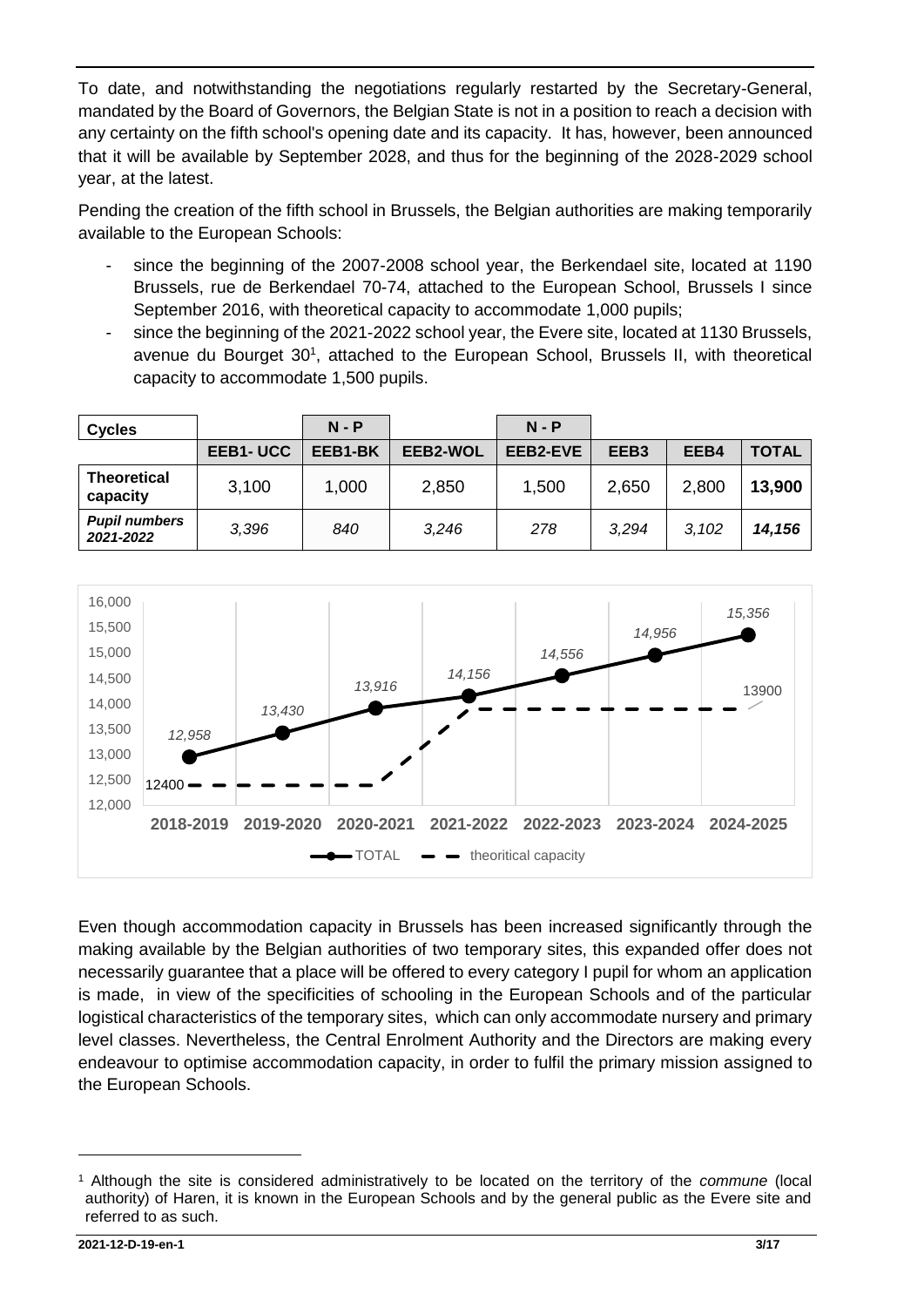To date, and notwithstanding the negotiations regularly restarted by the Secretary-General, mandated by the Board of Governors, the Belgian State is not in a position to reach a decision with any certainty on the fifth school's opening date and its capacity. It has, however, been announced that it will be available by September 2028, and thus for the beginning of the 2028-2029 school year, at the latest.

Pending the creation of the fifth school in Brussels, the Belgian authorities are making temporarily available to the European Schools:

- since the beginning of the 2007-2008 school year, the Berkendael site, located at 1190 Brussels, rue de Berkendael 70-74, attached to the European School, Brussels I since September 2016, with theoretical capacity to accommodate 1,000 pupils;
- since the beginning of the 2021-2022 school year, the Evere site, located at 1130 Brussels, avenue du Bourget 30[1], attached to the European School, Brussels II, with theoretical capacity to accommodate 1,500 pupils.

| **Cycles** | | **N - P** | | **N - P** | | | |
|---|---|---|---|---|---|---|---|
| | **EEB1- UCC** | **EEB1-BK** | **EEB2-WOL** | **EEB2-EVE** | **EEB3** | **EEB4** | **TOTAL** |
| **Theoretical capacity** | 3,100 | 1,000 | 2,850 | 1,500 | 2,650 | 2,800 | **13,900** |
| ***Pupil numbers 2021-2022*** | *3,396* | *840* | *3,246* | *278* | *3,294* | *3,102* | ***14,156*** |

| | 2018-2019 | 2019-2020 | 2020-2021 | 2021-2022 | 2022-2023 | 2023-2024 | 2024-2025 |
|---|---|---|---|---|---|---|---|
| TOTAL | 12,958 | 13,430 | 13,916 | 14,156 | 14,556 | 14,956 | 15,356 |
| theoritical capacity | 12400 | | | | | | 13900 |

Even though accommodation capacity in Brussels has been increased significantly through the making available by the Belgian authorities of two temporary sites, this expanded offer does not necessarily guarantee that a place will be offered to every category I pupil for whom an application is made, in view of the specificities of schooling in the European Schools and of the particular logistical characteristics of the temporary sites, which can only accommodate nursery and primary level classes. Nevertheless, the Central Enrolment Authority and the Directors are making every endeavour to optimise accommodation capacity, in order to fulfil the primary mission assigned to the European Schools.

[1] Although the site is considered administratively to be located on the territory of the *commune* (local authority) of Haren, it is known in the European Schools and by the general public as the Evere site and referred to as such.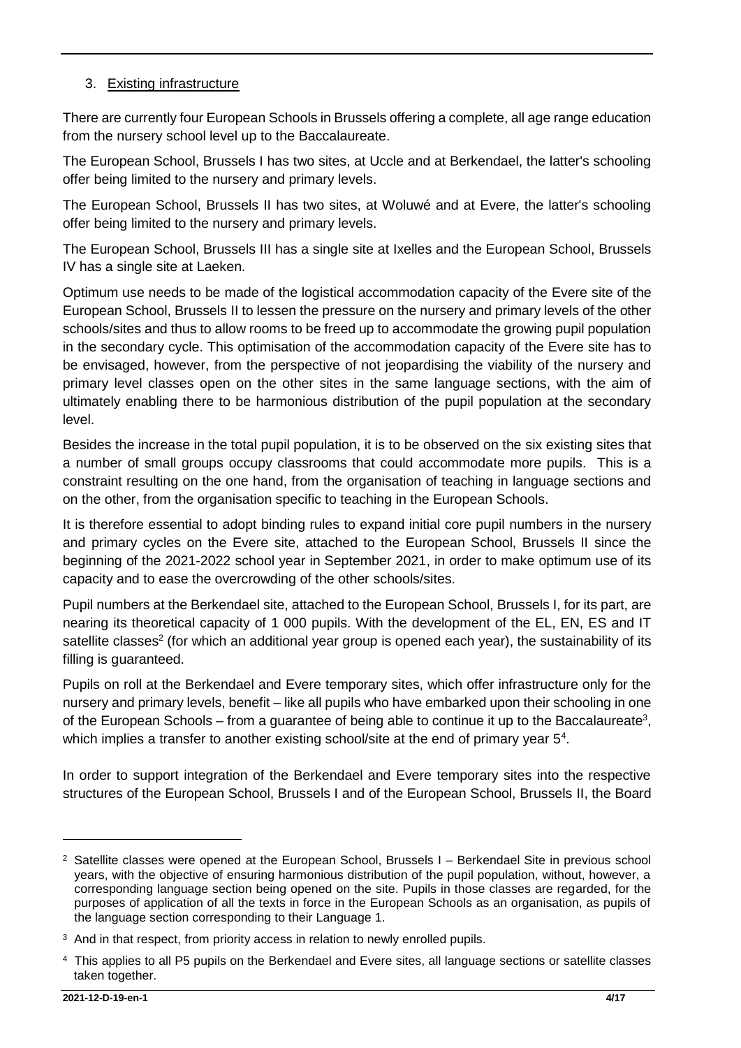3. <u>Existing infrastructure</u>

There are currently four European Schools in Brussels offering a complete, all age range education from the nursery school level up to the Baccalaureate.

The European School, Brussels I has two sites, at Uccle and at Berkendael, the latter's schooling offer being limited to the nursery and primary levels.

The European School, Brussels II has two sites, at Woluwé and at Evere, the latter's schooling offer being limited to the nursery and primary levels.

The European School, Brussels III has a single site at Ixelles and the European School, Brussels IV has a single site at Laeken.

Optimum use needs to be made of the logistical accommodation capacity of the Evere site of the European School, Brussels II to lessen the pressure on the nursery and primary levels of the other schools/sites and thus to allow rooms to be freed up to accommodate the growing pupil population in the secondary cycle. This optimisation of the accommodation capacity of the Evere site has to be envisaged, however, from the perspective of not jeopardising the viability of the nursery and primary level classes open on the other sites in the same language sections, with the aim of ultimately enabling there to be harmonious distribution of the pupil population at the secondary level.

Besides the increase in the total pupil population, it is to be observed on the six existing sites that a number of small groups occupy classrooms that could accommodate more pupils. This is a constraint resulting on the one hand, from the organisation of teaching in language sections and on the other, from the organisation specific to teaching in the European Schools.

It is therefore essential to adopt binding rules to expand initial core pupil numbers in the nursery and primary cycles on the Evere site, attached to the European School, Brussels II since the beginning of the 2021-2022 school year in September 2021, in order to make optimum use of its capacity and to ease the overcrowding of the other schools/sites.

Pupil numbers at the Berkendael site, attached to the European School, Brussels I, for its part, are nearing its theoretical capacity of 1 000 pupils. With the development of the EL, EN, ES and IT satellite classes[2] (for which an additional year group is opened each year), the sustainability of its filling is guaranteed.

Pupils on roll at the Berkendael and Evere temporary sites, which offer infrastructure only for the nursery and primary levels, benefit – like all pupils who have embarked upon their schooling in one of the European Schools – from a guarantee of being able to continue it up to the Baccalaureate[3], which implies a transfer to another existing school/site at the end of primary year 5[4].

In order to support integration of the Berkendael and Evere temporary sites into the respective structures of the European School, Brussels I and of the European School, Brussels II, the Board

---

[2] Satellite classes were opened at the European School, Brussels I – Berkendael Site in previous school years, with the objective of ensuring harmonious distribution of the pupil population, without, however, a corresponding language section being opened on the site. Pupils in those classes are regarded, for the purposes of application of all the texts in force in the European Schools as an organisation, as pupils of the language section corresponding to their Language 1.

[3] And in that respect, from priority access in relation to newly enrolled pupils.

[4] This applies to all P5 pupils on the Berkendael and Evere sites, all language sections or satellite classes taken together.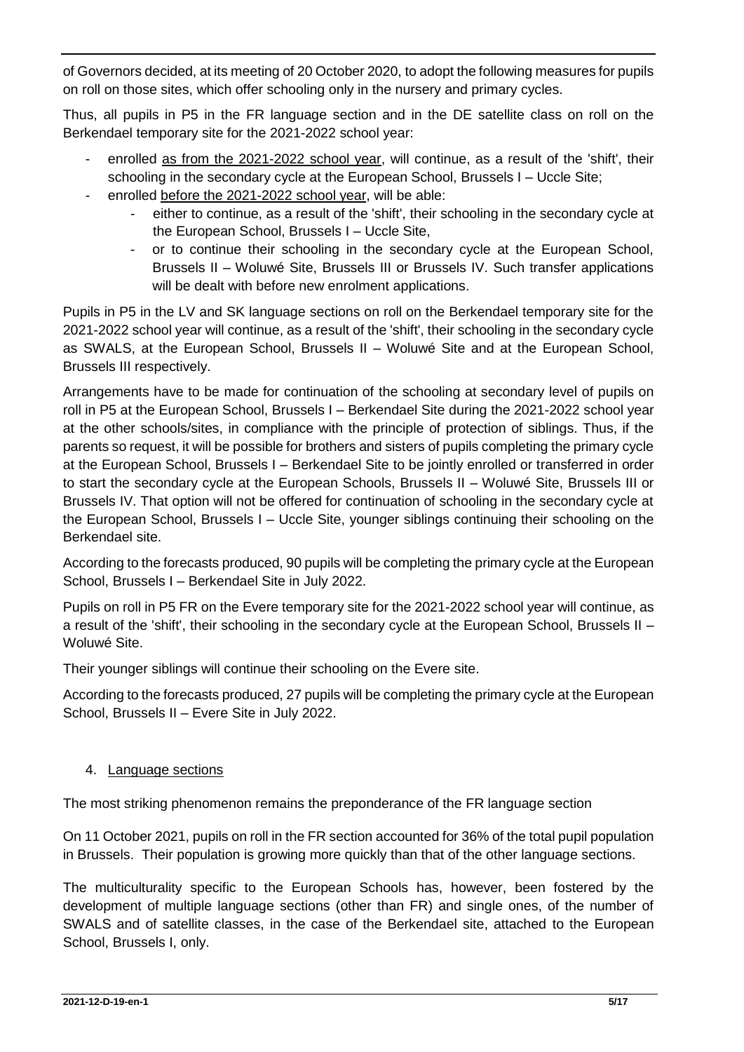of Governors decided, at its meeting of 20 October 2020, to adopt the following measures for pupils on roll on those sites, which offer schooling only in the nursery and primary cycles.

Thus, all pupils in P5 in the FR language section and in the DE satellite class on roll on the Berkendael temporary site for the 2021-2022 school year:

- enrolled <u>as from the 2021-2022 school year</u>, will continue, as a result of the 'shift', their schooling in the secondary cycle at the European School, Brussels I – Uccle Site;
- enrolled <u>before the 2021-2022 school year</u>, will be able:
    - either to continue, as a result of the 'shift', their schooling in the secondary cycle at the European School, Brussels I – Uccle Site,
    - or to continue their schooling in the secondary cycle at the European School, Brussels II – Woluwé Site, Brussels III or Brussels IV. Such transfer applications will be dealt with before new enrolment applications.

Pupils in P5 in the LV and SK language sections on roll on the Berkendael temporary site for the 2021-2022 school year will continue, as a result of the 'shift', their schooling in the secondary cycle as SWALS, at the European School, Brussels II – Woluwé Site and at the European School, Brussels III respectively.

Arrangements have to be made for continuation of the schooling at secondary level of pupils on roll in P5 at the European School, Brussels I – Berkendael Site during the 2021-2022 school year at the other schools/sites, in compliance with the principle of protection of siblings. Thus, if the parents so request, it will be possible for brothers and sisters of pupils completing the primary cycle at the European School, Brussels I – Berkendael Site to be jointly enrolled or transferred in order to start the secondary cycle at the European Schools, Brussels II – Woluwé Site, Brussels III or Brussels IV. That option will not be offered for continuation of schooling in the secondary cycle at the European School, Brussels I – Uccle Site, younger siblings continuing their schooling on the Berkendael site.

According to the forecasts produced, 90 pupils will be completing the primary cycle at the European School, Brussels I – Berkendael Site in July 2022.

Pupils on roll in P5 FR on the Evere temporary site for the 2021-2022 school year will continue, as a result of the 'shift', their schooling in the secondary cycle at the European School, Brussels II – Woluwé Site.

Their younger siblings will continue their schooling on the Evere site.

According to the forecasts produced, 27 pupils will be completing the primary cycle at the European School, Brussels II – Evere Site in July 2022.

## 4. <u>Language sections</u>

The most striking phenomenon remains the preponderance of the FR language section

On 11 October 2021, pupils on roll in the FR section accounted for 36% of the total pupil population in Brussels. Their population is growing more quickly than that of the other language sections.

The multiculturality specific to the European Schools has, however, been fostered by the development of multiple language sections (other than FR) and single ones, of the number of SWALS and of satellite classes, in the case of the Berkendael site, attached to the European School, Brussels I, only.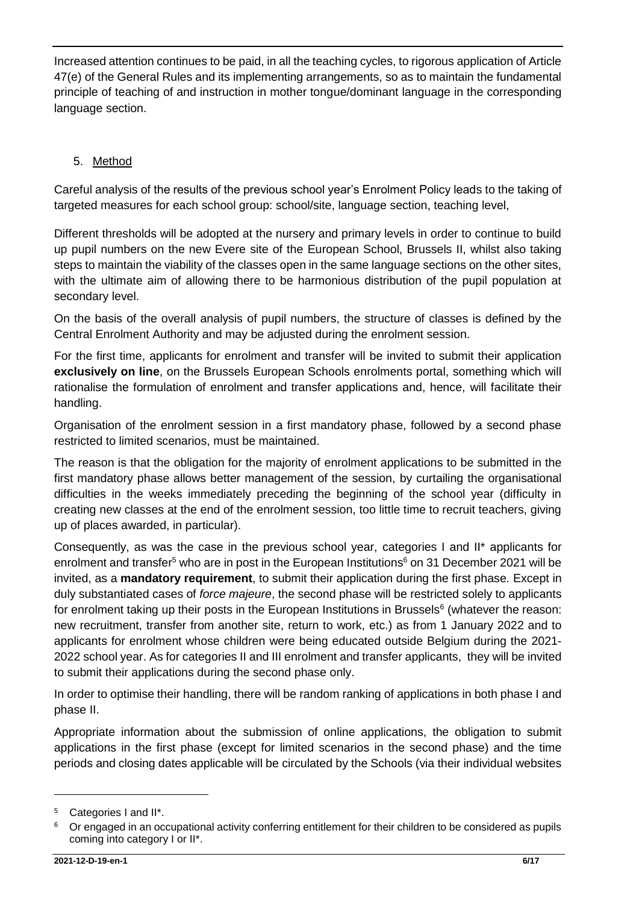Increased attention continues to be paid, in all the teaching cycles, to rigorous application of Article 47(e) of the General Rules and its implementing arrangements, so as to maintain the fundamental principle of teaching of and instruction in mother tongue/dominant language in the corresponding language section.

5. Method

Careful analysis of the results of the previous school year's Enrolment Policy leads to the taking of targeted measures for each school group: school/site, language section, teaching level,

Different thresholds will be adopted at the nursery and primary levels in order to continue to build up pupil numbers on the new Evere site of the European School, Brussels II, whilst also taking steps to maintain the viability of the classes open in the same language sections on the other sites, with the ultimate aim of allowing there to be harmonious distribution of the pupil population at secondary level.

On the basis of the overall analysis of pupil numbers, the structure of classes is defined by the Central Enrolment Authority and may be adjusted during the enrolment session.

For the first time, applicants for enrolment and transfer will be invited to submit their application **exclusively on line**, on the Brussels European Schools enrolments portal, something which will rationalise the formulation of enrolment and transfer applications and, hence, will facilitate their handling.

Organisation of the enrolment session in a first mandatory phase, followed by a second phase restricted to limited scenarios, must be maintained.

The reason is that the obligation for the majority of enrolment applications to be submitted in the first mandatory phase allows better management of the session, by curtailing the organisational difficulties in the weeks immediately preceding the beginning of the school year (difficulty in creating new classes at the end of the enrolment session, too little time to recruit teachers, giving up of places awarded, in particular).

Consequently, as was the case in the previous school year, categories I and II* applicants for enrolment and transfer[5] who are in post in the European Institutions[6] on 31 December 2021 will be invited, as a **mandatory requirement**, to submit their application during the first phase. Except in duly substantiated cases of *force majeure*, the second phase will be restricted solely to applicants for enrolment taking up their posts in the European Institutions in Brussels[6] (whatever the reason: new recruitment, transfer from another site, return to work, etc.) as from 1 January 2022 and to applicants for enrolment whose children were being educated outside Belgium during the 2021-2022 school year. As for categories II and III enrolment and transfer applicants, they will be invited to submit their applications during the second phase only.

In order to optimise their handling, there will be random ranking of applications in both phase I and phase II.

Appropriate information about the submission of online applications, the obligation to submit applications in the first phase (except for limited scenarios in the second phase) and the time periods and closing dates applicable will be circulated by the Schools (via their individual websites

---

[5] Categories I and II*.

[6] Or engaged in an occupational activity conferring entitlement for their children to be considered as pupils coming into category I or II*.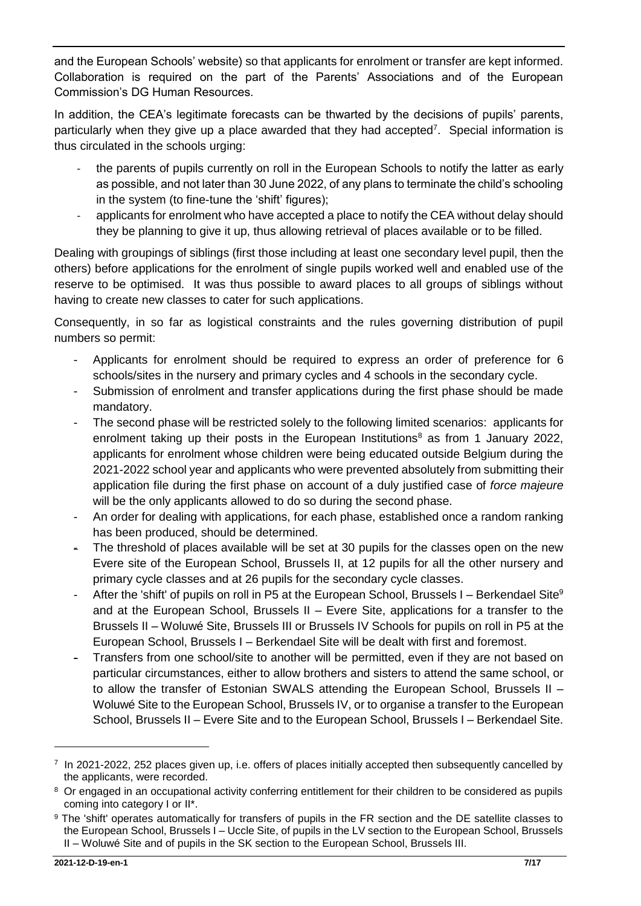and the European Schools' website) so that applicants for enrolment or transfer are kept informed. Collaboration is required on the part of the Parents' Associations and of the European Commission's DG Human Resources.

In addition, the CEA's legitimate forecasts can be thwarted by the decisions of pupils' parents, particularly when they give up a place awarded that they had accepted[7]. Special information is thus circulated in the schools urging:

- the parents of pupils currently on roll in the European Schools to notify the latter as early as possible, and not later than 30 June 2022, of any plans to terminate the child's schooling in the system (to fine-tune the 'shift' figures);
- applicants for enrolment who have accepted a place to notify the CEA without delay should they be planning to give it up, thus allowing retrieval of places available or to be filled.

Dealing with groupings of siblings (first those including at least one secondary level pupil, then the others) before applications for the enrolment of single pupils worked well and enabled use of the reserve to be optimised. It was thus possible to award places to all groups of siblings without having to create new classes to cater for such applications.

Consequently, in so far as logistical constraints and the rules governing distribution of pupil numbers so permit:

- Applicants for enrolment should be required to express an order of preference for 6 schools/sites in the nursery and primary cycles and 4 schools in the secondary cycle.
- Submission of enrolment and transfer applications during the first phase should be made mandatory.
- The second phase will be restricted solely to the following limited scenarios: applicants for enrolment taking up their posts in the European Institutions[8] as from 1 January 2022, applicants for enrolment whose children were being educated outside Belgium during the 2021-2022 school year and applicants who were prevented absolutely from submitting their application file during the first phase on account of a duly justified case of *force majeure* will be the only applicants allowed to do so during the second phase.
- An order for dealing with applications, for each phase, established once a random ranking has been produced, should be determined.
- The threshold of places available will be set at 30 pupils for the classes open on the new Evere site of the European School, Brussels II, at 12 pupils for all the other nursery and primary cycle classes and at 26 pupils for the secondary cycle classes.
- After the 'shift' of pupils on roll in P5 at the European School, Brussels I – Berkendael Site[9] and at the European School, Brussels II – Evere Site, applications for a transfer to the Brussels II – Woluwé Site, Brussels III or Brussels IV Schools for pupils on roll in P5 at the European School, Brussels I – Berkendael Site will be dealt with first and foremost.
- Transfers from one school/site to another will be permitted, even if they are not based on particular circumstances, either to allow brothers and sisters to attend the same school, or to allow the transfer of Estonian SWALS attending the European School, Brussels II – Woluwé Site to the European School, Brussels IV, or to organise a transfer to the European School, Brussels II – Evere Site and to the European School, Brussels I – Berkendael Site.

---

[7] In 2021-2022, 252 places given up, i.e. offers of places initially accepted then subsequently cancelled by the applicants, were recorded.

[8] Or engaged in an occupational activity conferring entitlement for their children to be considered as pupils coming into category I or II*.

[9] The 'shift' operates automatically for transfers of pupils in the FR section and the DE satellite classes to the European School, Brussels I – Uccle Site, of pupils in the LV section to the European School, Brussels II – Woluwé Site and of pupils in the SK section to the European School, Brussels III.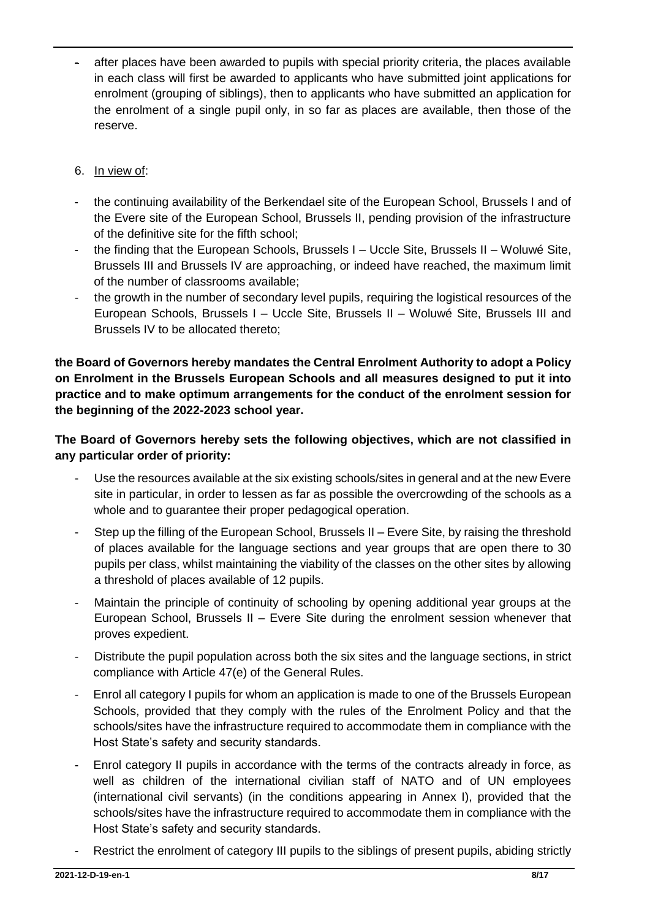- after places have been awarded to pupils with special priority criteria, the places available in each class will first be awarded to applicants who have submitted joint applications for enrolment (grouping of siblings), then to applicants who have submitted an application for the enrolment of a single pupil only, in so far as places are available, then those of the reserve.

6. In view of:

- the continuing availability of the Berkendael site of the European School, Brussels I and of the Evere site of the European School, Brussels II, pending provision of the infrastructure of the definitive site for the fifth school;
- the finding that the European Schools, Brussels I – Uccle Site, Brussels II – Woluwé Site, Brussels III and Brussels IV are approaching, or indeed have reached, the maximum limit of the number of classrooms available;
- the growth in the number of secondary level pupils, requiring the logistical resources of the European Schools, Brussels I – Uccle Site, Brussels II – Woluwé Site, Brussels III and Brussels IV to be allocated thereto;

**the Board of Governors hereby mandates the Central Enrolment Authority to adopt a Policy on Enrolment in the Brussels European Schools and all measures designed to put it into practice and to make optimum arrangements for the conduct of the enrolment session for the beginning of the 2022-2023 school year.**

**The Board of Governors hereby sets the following objectives, which are not classified in any particular order of priority:**

- Use the resources available at the six existing schools/sites in general and at the new Evere site in particular, in order to lessen as far as possible the overcrowding of the schools as a whole and to guarantee their proper pedagogical operation.
- Step up the filling of the European School, Brussels II – Evere Site, by raising the threshold of places available for the language sections and year groups that are open there to 30 pupils per class, whilst maintaining the viability of the classes on the other sites by allowing a threshold of places available of 12 pupils.
- Maintain the principle of continuity of schooling by opening additional year groups at the European School, Brussels II – Evere Site during the enrolment session whenever that proves expedient.
- Distribute the pupil population across both the six sites and the language sections, in strict compliance with Article 47(e) of the General Rules.
- Enrol all category I pupils for whom an application is made to one of the Brussels European Schools, provided that they comply with the rules of the Enrolment Policy and that the schools/sites have the infrastructure required to accommodate them in compliance with the Host State's safety and security standards.
- Enrol category II pupils in accordance with the terms of the contracts already in force, as well as children of the international civilian staff of NATO and of UN employees (international civil servants) (in the conditions appearing in Annex I), provided that the schools/sites have the infrastructure required to accommodate them in compliance with the Host State's safety and security standards.
- Restrict the enrolment of category III pupils to the siblings of present pupils, abiding strictly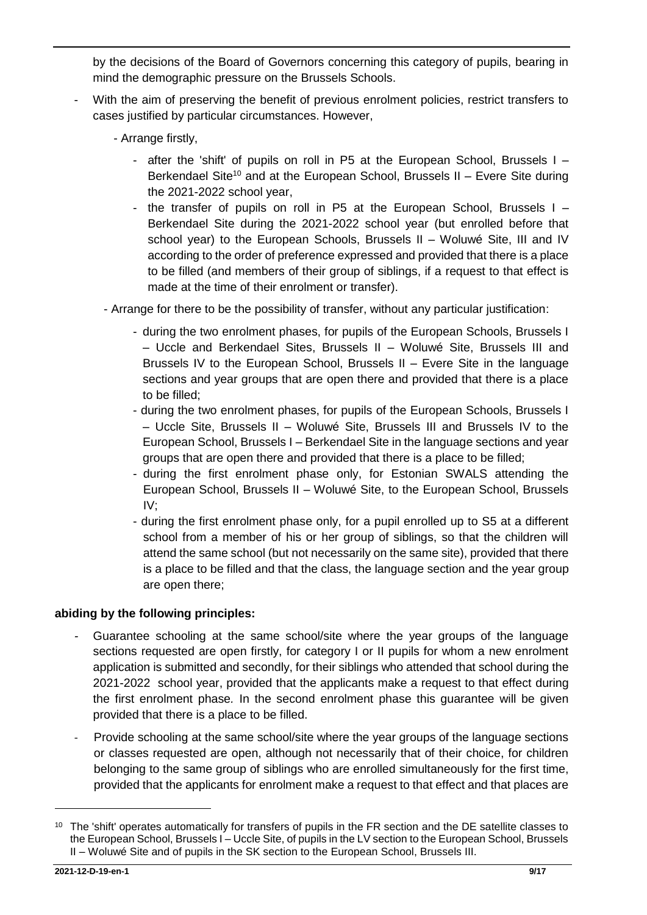by the decisions of the Board of Governors concerning this category of pupils, bearing in mind the demographic pressure on the Brussels Schools.

- With the aim of preserving the benefit of previous enrolment policies, restrict transfers to cases justified by particular circumstances. However,
  - Arrange firstly,
    - after the 'shift' of pupils on roll in P5 at the European School, Brussels I – Berkendael Site[10] and at the European School, Brussels II – Evere Site during the 2021-2022 school year,
    - the transfer of pupils on roll in P5 at the European School, Brussels I – Berkendael Site during the 2021-2022 school year (but enrolled before that school year) to the European Schools, Brussels II – Woluwé Site, III and IV according to the order of preference expressed and provided that there is a place to be filled (and members of their group of siblings, if a request to that effect is made at the time of their enrolment or transfer).
  - Arrange for there to be the possibility of transfer, without any particular justification:
    - during the two enrolment phases, for pupils of the European Schools, Brussels I – Uccle and Berkendael Sites, Brussels II – Woluwé Site, Brussels III and Brussels IV to the European School, Brussels II – Evere Site in the language sections and year groups that are open there and provided that there is a place to be filled;
    - during the two enrolment phases, for pupils of the European Schools, Brussels I – Uccle Site, Brussels II – Woluwé Site, Brussels III and Brussels IV to the European School, Brussels I – Berkendael Site in the language sections and year groups that are open there and provided that there is a place to be filled;
    - during the first enrolment phase only, for Estonian SWALS attending the European School, Brussels II – Woluwé Site, to the European School, Brussels IV;
    - during the first enrolment phase only, for a pupil enrolled up to S5 at a different school from a member of his or her group of siblings, so that the children will attend the same school (but not necessarily on the same site), provided that there is a place to be filled and that the class, the language section and the year group are open there;

**abiding by the following principles:**

- Guarantee schooling at the same school/site where the year groups of the language sections requested are open firstly, for category I or II pupils for whom a new enrolment application is submitted and secondly, for their siblings who attended that school during the 2021-2022 school year, provided that the applicants make a request to that effect during the first enrolment phase. In the second enrolment phase this guarantee will be given provided that there is a place to be filled.
- Provide schooling at the same school/site where the year groups of the language sections or classes requested are open, although not necessarily that of their choice, for children belonging to the same group of siblings who are enrolled simultaneously for the first time, provided that the applicants for enrolment make a request to that effect and that places are

[10] The 'shift' operates automatically for transfers of pupils in the FR section and the DE satellite classes to the European School, Brussels I – Uccle Site, of pupils in the LV section to the European School, Brussels II – Woluwé Site and of pupils in the SK section to the European School, Brussels III.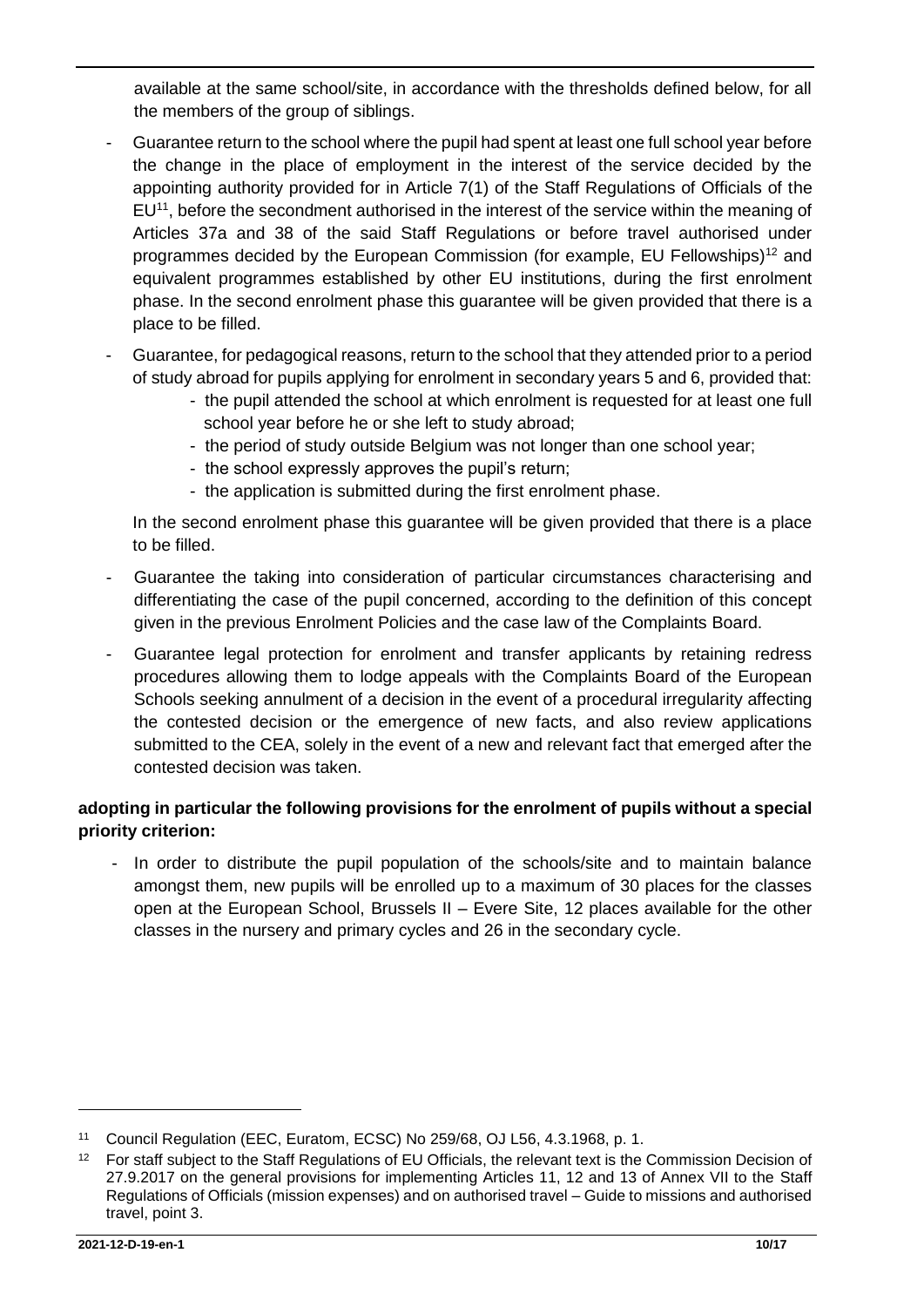available at the same school/site, in accordance with the thresholds defined below, for all the members of the group of siblings.

- Guarantee return to the school where the pupil had spent at least one full school year before the change in the place of employment in the interest of the service decided by the appointing authority provided for in Article 7(1) of the Staff Regulations of Officials of the EU[11], before the secondment authorised in the interest of the service within the meaning of Articles 37a and 38 of the said Staff Regulations or before travel authorised under programmes decided by the European Commission (for example, EU Fellowships)[12] and equivalent programmes established by other EU institutions, during the first enrolment phase. In the second enrolment phase this guarantee will be given provided that there is a place to be filled.
- Guarantee, for pedagogical reasons, return to the school that they attended prior to a period of study abroad for pupils applying for enrolment in secondary years 5 and 6, provided that:
  - the pupil attended the school at which enrolment is requested for at least one full school year before he or she left to study abroad;
  - the period of study outside Belgium was not longer than one school year;
  - the school expressly approves the pupil's return;
  - the application is submitted during the first enrolment phase.

  In the second enrolment phase this guarantee will be given provided that there is a place to be filled.
- Guarantee the taking into consideration of particular circumstances characterising and differentiating the case of the pupil concerned, according to the definition of this concept given in the previous Enrolment Policies and the case law of the Complaints Board.
- Guarantee legal protection for enrolment and transfer applicants by retaining redress procedures allowing them to lodge appeals with the Complaints Board of the European Schools seeking annulment of a decision in the event of a procedural irregularity affecting the contested decision or the emergence of new facts, and also review applications submitted to the CEA, solely in the event of a new and relevant fact that emerged after the contested decision was taken.

**adopting in particular the following provisions for the enrolment of pupils without a special priority criterion:**

- In order to distribute the pupil population of the schools/site and to maintain balance amongst them, new pupils will be enrolled up to a maximum of 30 places for the classes open at the European School, Brussels II – Evere Site, 12 places available for the other classes in the nursery and primary cycles and 26 in the secondary cycle.

---

[11] Council Regulation (EEC, Euratom, ECSC) No 259/68, OJ L56, 4.3.1968, p. 1.

[12] For staff subject to the Staff Regulations of EU Officials, the relevant text is the Commission Decision of 27.9.2017 on the general provisions for implementing Articles 11, 12 and 13 of Annex VII to the Staff Regulations of Officials (mission expenses) and on authorised travel – Guide to missions and authorised travel, point 3.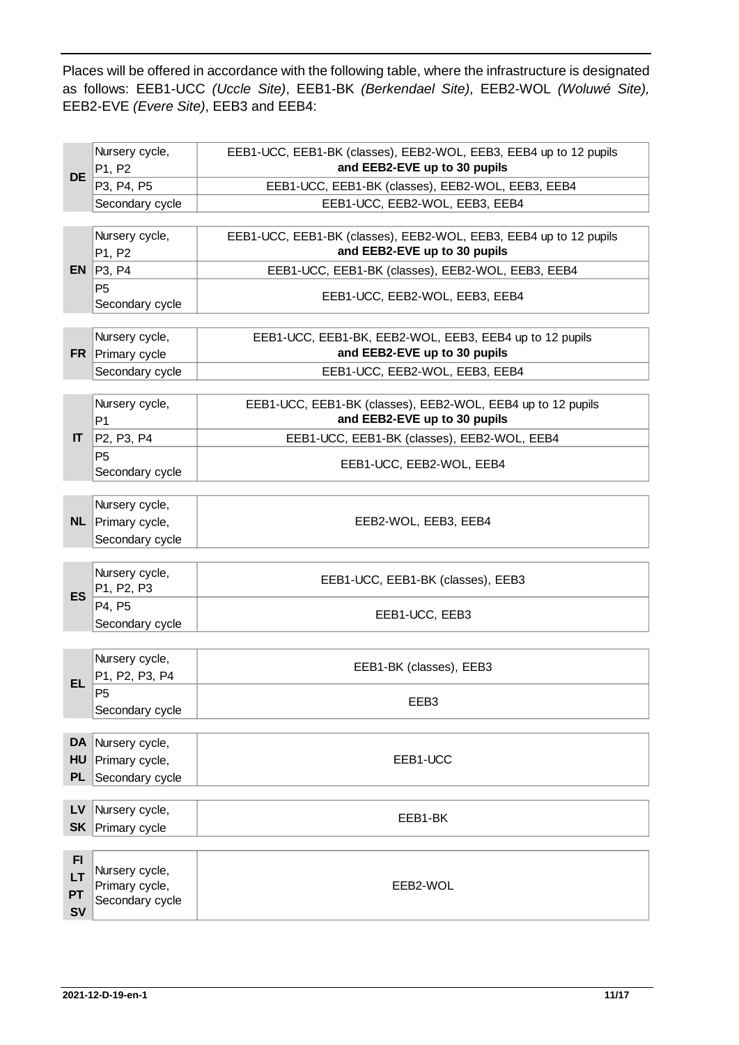Places will be offered in accordance with the following table, where the infrastructure is designated as follows: EEB1-UCC *(Uccle Site)*, EEB1-BK *(Berkendael Site)*, EEB2-WOL *(Woluwé Site),* EEB2-EVE *(Evere Site)*, EEB3 and EEB4:

| | | |
|---|---|---|
| **DE** | Nursery cycle, P1, P2 | EEB1-UCC, EEB1-BK (classes), EEB2-WOL, EEB3, EEB4 up to 12 pupils **and EEB2-EVE up to 30 pupils** |
| | P3, P4, P5 | EEB1-UCC, EEB1-BK (classes), EEB2-WOL, EEB3, EEB4 |
| | Secondary cycle | EEB1-UCC, EEB2-WOL, EEB3, EEB4 |
| **EN** | Nursery cycle, P1, P2 | EEB1-UCC, EEB1-BK (classes), EEB2-WOL, EEB3, EEB4 up to 12 pupils **and EEB2-EVE up to 30 pupils** |
| | P3, P4 | EEB1-UCC, EEB1-BK (classes), EEB2-WOL, EEB3, EEB4 |
| | P5 Secondary cycle | EEB1-UCC, EEB2-WOL, EEB3, EEB4 |
| **FR** | Nursery cycle, Primary cycle | EEB1-UCC, EEB1-BK, EEB2-WOL, EEB3, EEB4 up to 12 pupils **and EEB2-EVE up to 30 pupils** |
| | Secondary cycle | EEB1-UCC, EEB2-WOL, EEB3, EEB4 |
| **IT** | Nursery cycle, P1 | EEB1-UCC, EEB1-BK (classes), EEB2-WOL, EEB4 up to 12 pupils **and EEB2-EVE up to 30 pupils** |
| | P2, P3, P4 | EEB1-UCC, EEB1-BK (classes), EEB2-WOL, EEB4 |
| | P5 Secondary cycle | EEB1-UCC, EEB2-WOL, EEB4 |
| **NL** | Nursery cycle, Primary cycle, Secondary cycle | EEB2-WOL, EEB3, EEB4 |
| **ES** | Nursery cycle, P1, P2, P3 | EEB1-UCC, EEB1-BK (classes), EEB3 |
| | P4, P5 Secondary cycle | EEB1-UCC, EEB3 |
| **EL** | Nursery cycle, P1, P2, P3, P4 | EEB1-BK (classes), EEB3 |
| | P5 Secondary cycle | EEB3 |
| **DA HU PL** | Nursery cycle, Primary cycle, Secondary cycle | EEB1-UCC |
| **LV SK** | Nursery cycle, Primary cycle | EEB1-BK |
| **FI LT PT SV** | Nursery cycle, Primary cycle, Secondary cycle | EEB2-WOL |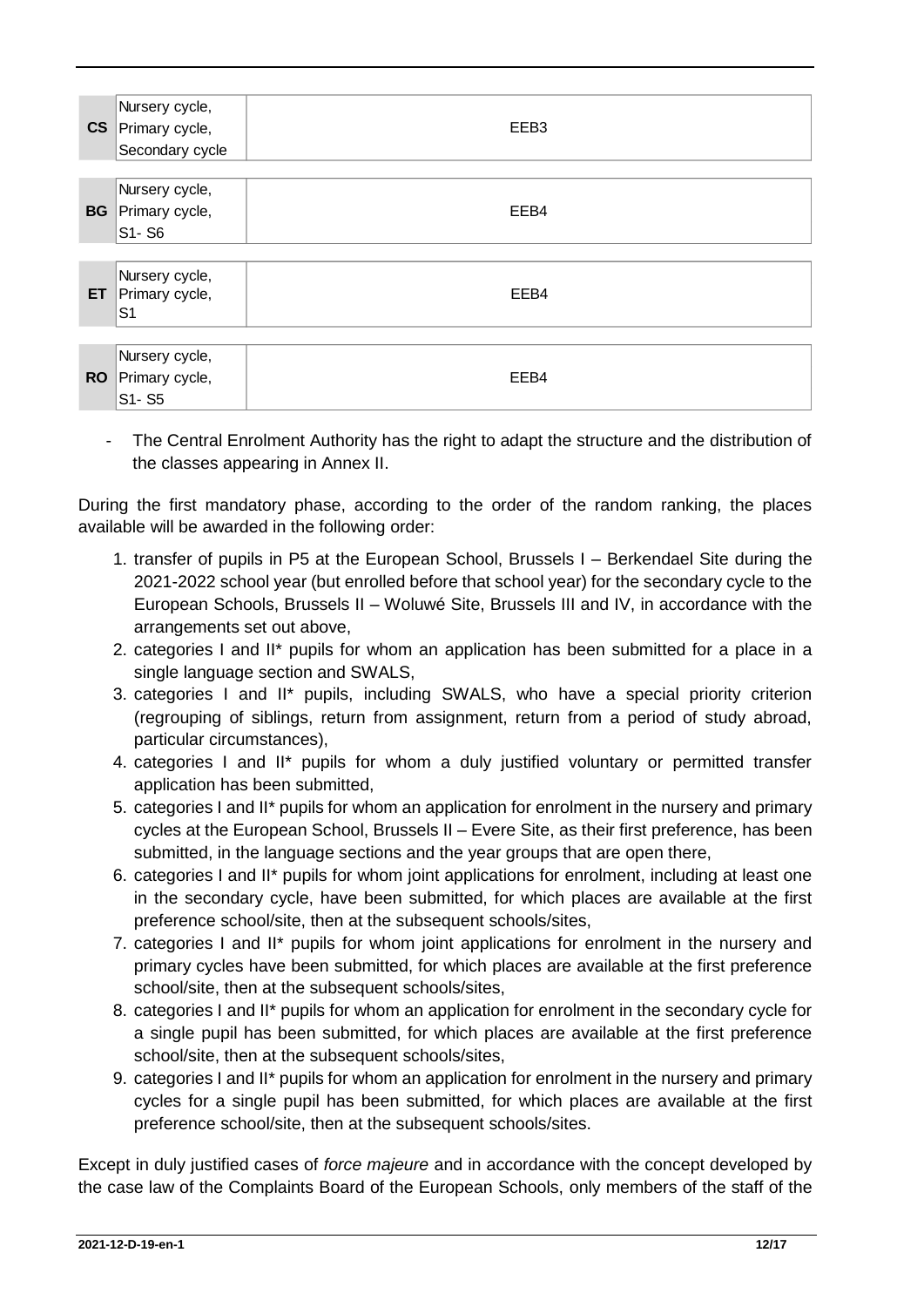| | | |
|---|---|---|
| **CS** | Nursery cycle, Primary cycle, Secondary cycle | EEB3 |
| **BG** | Nursery cycle, Primary cycle, S1- S6 | EEB4 |
| **ET** | Nursery cycle, Primary cycle, S1 | EEB4 |
| **RO** | Nursery cycle, Primary cycle, S1- S5 | EEB4 |

- The Central Enrolment Authority has the right to adapt the structure and the distribution of the classes appearing in Annex II.

During the first mandatory phase, according to the order of the random ranking, the places available will be awarded in the following order:

1. transfer of pupils in P5 at the European School, Brussels I – Berkendael Site during the 2021-2022 school year (but enrolled before that school year) for the secondary cycle to the European Schools, Brussels II – Woluwé Site, Brussels III and IV, in accordance with the arrangements set out above,
2. categories I and II* pupils for whom an application has been submitted for a place in a single language section and SWALS,
3. categories I and II* pupils, including SWALS, who have a special priority criterion (regrouping of siblings, return from assignment, return from a period of study abroad, particular circumstances),
4. categories I and II* pupils for whom a duly justified voluntary or permitted transfer application has been submitted,
5. categories I and II* pupils for whom an application for enrolment in the nursery and primary cycles at the European School, Brussels II – Evere Site, as their first preference, has been submitted, in the language sections and the year groups that are open there,
6. categories I and II* pupils for whom joint applications for enrolment, including at least one in the secondary cycle, have been submitted, for which places are available at the first preference school/site, then at the subsequent schools/sites,
7. categories I and II* pupils for whom joint applications for enrolment in the nursery and primary cycles have been submitted, for which places are available at the first preference school/site, then at the subsequent schools/sites,
8. categories I and II* pupils for whom an application for enrolment in the secondary cycle for a single pupil has been submitted, for which places are available at the first preference school/site, then at the subsequent schools/sites,
9. categories I and II* pupils for whom an application for enrolment in the nursery and primary cycles for a single pupil has been submitted, for which places are available at the first preference school/site, then at the subsequent schools/sites.

Except in duly justified cases of *force majeure* and in accordance with the concept developed by the case law of the Complaints Board of the European Schools, only members of the staff of the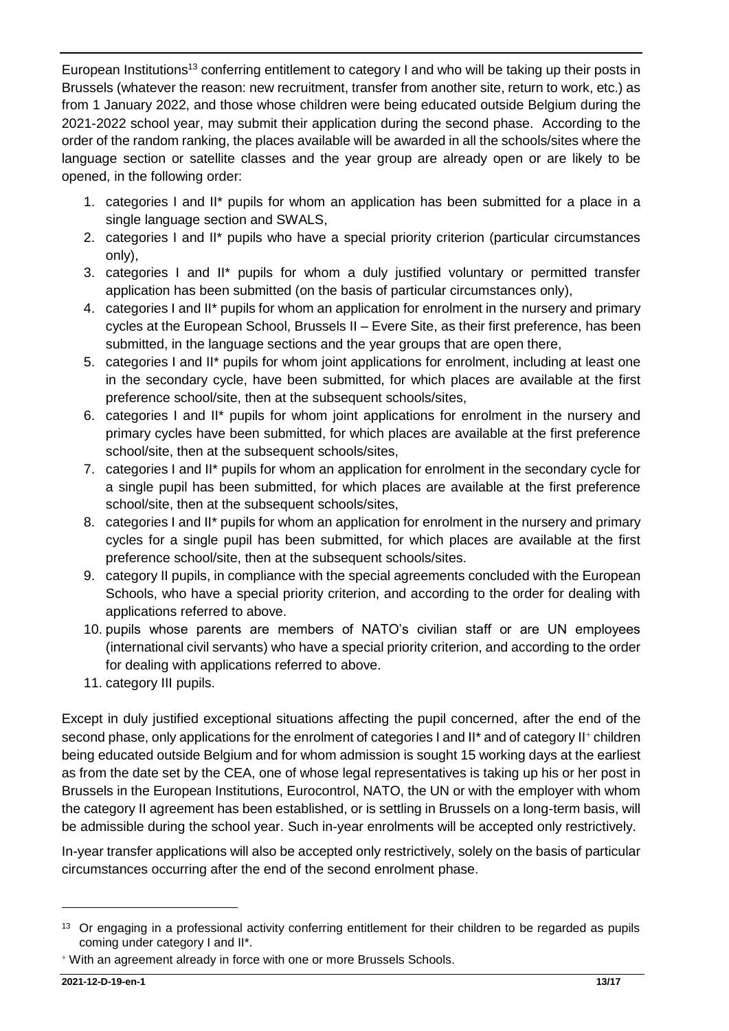European Institutions[13] conferring entitlement to category I and who will be taking up their posts in Brussels (whatever the reason: new recruitment, transfer from another site, return to work, etc.) as from 1 January 2022, and those whose children were being educated outside Belgium during the 2021-2022 school year, may submit their application during the second phase. According to the order of the random ranking, the places available will be awarded in all the schools/sites where the language section or satellite classes and the year group are already open or are likely to be opened, in the following order:

1. categories I and II* pupils for whom an application has been submitted for a place in a single language section and SWALS,
2. categories I and II* pupils who have a special priority criterion (particular circumstances only),
3. categories I and II* pupils for whom a duly justified voluntary or permitted transfer application has been submitted (on the basis of particular circumstances only),
4. categories I and II* pupils for whom an application for enrolment in the nursery and primary cycles at the European School, Brussels II – Evere Site, as their first preference, has been submitted, in the language sections and the year groups that are open there,
5. categories I and II* pupils for whom joint applications for enrolment, including at least one in the secondary cycle, have been submitted, for which places are available at the first preference school/site, then at the subsequent schools/sites,
6. categories I and II* pupils for whom joint applications for enrolment in the nursery and primary cycles have been submitted, for which places are available at the first preference school/site, then at the subsequent schools/sites,
7. categories I and II* pupils for whom an application for enrolment in the secondary cycle for a single pupil has been submitted, for which places are available at the first preference school/site, then at the subsequent schools/sites,
8. categories I and II* pupils for whom an application for enrolment in the nursery and primary cycles for a single pupil has been submitted, for which places are available at the first preference school/site, then at the subsequent schools/sites.
9. category II pupils, in compliance with the special agreements concluded with the European Schools, who have a special priority criterion, and according to the order for dealing with applications referred to above.
10. pupils whose parents are members of NATO's civilian staff or are UN employees (international civil servants) who have a special priority criterion, and according to the order for dealing with applications referred to above.
11. category III pupils.

Except in duly justified exceptional situations affecting the pupil concerned, after the end of the second phase, only applications for the enrolment of categories I and II* and of category II[+] children being educated outside Belgium and for whom admission is sought 15 working days at the earliest as from the date set by the CEA, one of whose legal representatives is taking up his or her post in Brussels in the European Institutions, Eurocontrol, NATO, the UN or with the employer with whom the category II agreement has been established, or is settling in Brussels on a long-term basis, will be admissible during the school year. Such in-year enrolments will be accepted only restrictively.

In-year transfer applications will also be accepted only restrictively, solely on the basis of particular circumstances occurring after the end of the second enrolment phase.

---

[13] Or engaging in a professional activity conferring entitlement for their children to be regarded as pupils coming under category I and II*.

[+] With an agreement already in force with one or more Brussels Schools.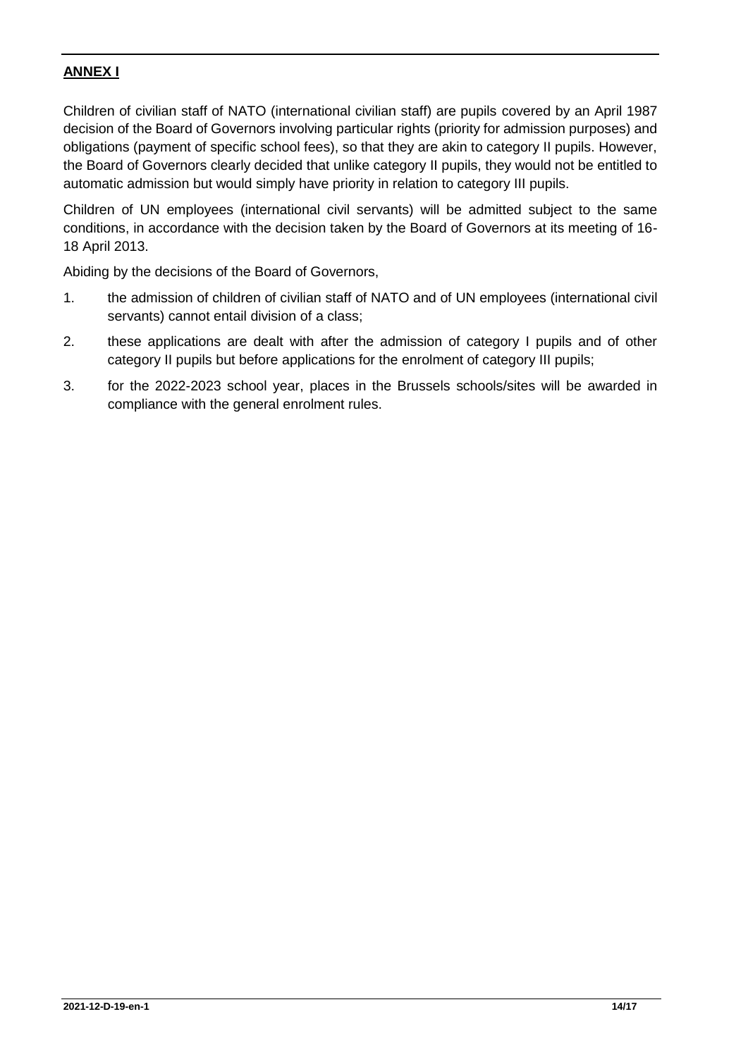## ANNEX I

Children of civilian staff of NATO (international civilian staff) are pupils covered by an April 1987 decision of the Board of Governors involving particular rights (priority for admission purposes) and obligations (payment of specific school fees), so that they are akin to category II pupils. However, the Board of Governors clearly decided that unlike category II pupils, they would not be entitled to automatic admission but would simply have priority in relation to category III pupils.

Children of UN employees (international civil servants) will be admitted subject to the same conditions, in accordance with the decision taken by the Board of Governors at its meeting of 16-18 April 2013.

Abiding by the decisions of the Board of Governors,

1. the admission of children of civilian staff of NATO and of UN employees (international civil servants) cannot entail division of a class;
2. these applications are dealt with after the admission of category I pupils and of other category II pupils but before applications for the enrolment of category III pupils;
3. for the 2022-2023 school year, places in the Brussels schools/sites will be awarded in compliance with the general enrolment rules.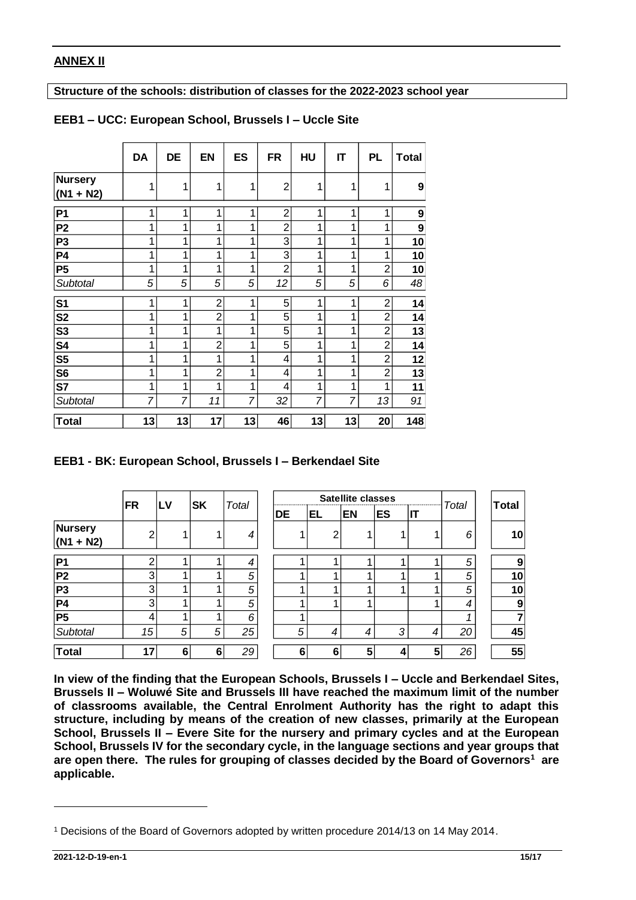## ANNEX II

**Structure of the schools: distribution of classes for the 2022-2023 school year**

### EEB1 – UCC: European School, Brussels I – Uccle Site

| | DA | DE | EN | ES | FR | HU | IT | PL | Total |
|---|---|---|---|---|---|---|---|---|---|
| **Nursery (N1 + N2)** | 1 | 1 | 1 | 1 | 2 | 1 | 1 | 1 | **9** |
| **P1** | 1 | 1 | 1 | 1 | 2 | 1 | 1 | 1 | **9** |
| **P2** | 1 | 1 | 1 | 1 | 2 | 1 | 1 | 1 | **9** |
| **P3** | 1 | 1 | 1 | 1 | 3 | 1 | 1 | 1 | **10** |
| **P4** | 1 | 1 | 1 | 1 | 3 | 1 | 1 | 1 | **10** |
| **P5** | 1 | 1 | 1 | 1 | 2 | 1 | 1 | 2 | **10** |
| *Subtotal* | *5* | *5* | *5* | *5* | *12* | *5* | *5* | *6* | *48* |
| **S1** | 1 | 1 | 2 | 1 | 5 | 1 | 1 | 2 | **14** |
| **S2** | 1 | 1 | 2 | 1 | 5 | 1 | 1 | 2 | **14** |
| **S3** | 1 | 1 | 1 | 1 | 5 | 1 | 1 | 2 | **13** |
| **S4** | 1 | 1 | 2 | 1 | 5 | 1 | 1 | 2 | **14** |
| **S5** | 1 | 1 | 1 | 1 | 4 | 1 | 1 | 2 | **12** |
| **S6** | 1 | 1 | 2 | 1 | 4 | 1 | 1 | 2 | **13** |
| **S7** | 1 | 1 | 1 | 1 | 4 | 1 | 1 | 1 | **11** |
| *Subtotal* | *7* | *7* | *11* | *7* | *32* | *7* | *7* | *13* | *91* |
| **Total** | **13** | **13** | **17** | **13** | **46** | **13** | **13** | **20** | **148** |

### EEB1 - BK: European School, Brussels I – Berkendael Site

| | FR | LV | SK | *Total* | Satellite classes | | | | | *Total* | Total |
|---|---|---|---|---|---|---|---|---|---|---|---|
| | | | | | DE | EL | EN | ES | IT | | |
| **Nursery (N1 + N2)** | 2 | 1 | 1 | *4* | 1 | 2 | 1 | 1 | 1 | *6* | **10** |
| **P1** | 2 | 1 | 1 | *4* | 1 | 1 | 1 | 1 | 1 | *5* | **9** |
| **P2** | 3 | 1 | 1 | *5* | 1 | 1 | 1 | 1 | 1 | *5* | **10** |
| **P3** | 3 | 1 | 1 | *5* | 1 | 1 | 1 | 1 | 1 | *5* | **10** |
| **P4** | 3 | 1 | 1 | *5* | 1 | 1 | 1 | | 1 | *4* | **9** |
| **P5** | 4 | 1 | 1 | *6* | 1 | | | | | *1* | **7** |
| *Subtotal* | *15* | *5* | *5* | *25* | *5* | *4* | *4* | *3* | *4* | *20* | **45** |
| **Total** | **17** | **6** | **6** | *29* | **6** | **6** | **5** | **4** | **5** | *26* | **55** |

**In view of the finding that the European Schools, Brussels I – Uccle and Berkendael Sites, Brussels II – Woluwé Site and Brussels III have reached the maximum limit of the number of classrooms available, the Central Enrolment Authority has the right to adapt this structure, including by means of the creation of new classes, primarily at the European School, Brussels II – Evere Site for the nursery and primary cycles and at the European School, Brussels IV for the secondary cycle, in the language sections and year groups that are open there. The rules for grouping of classes decided by the Board of Governors[1] are applicable.**

[1] Decisions of the Board of Governors adopted by written procedure 2014/13 on 14 May 2014.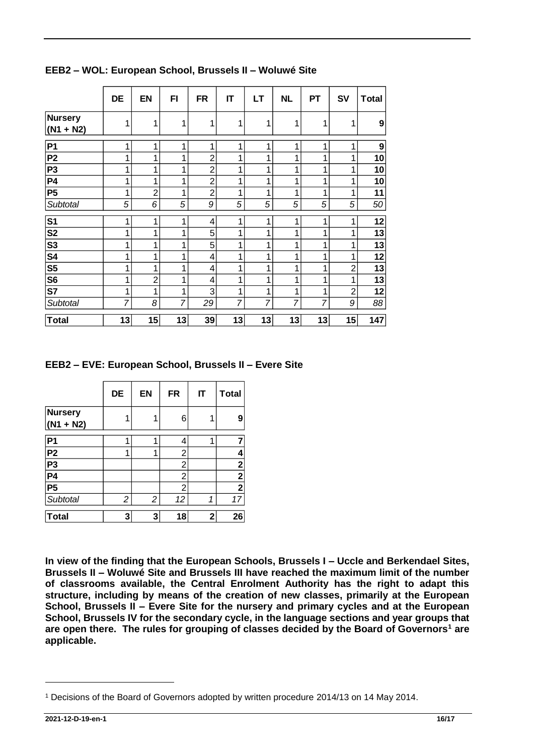**EEB2 – WOL: European School, Brussels II – Woluwé Site**

| | DE | EN | FI | FR | IT | LT | NL | PT | SV | Total |
|---|---|---|---|---|---|---|---|---|---|---|
| **Nursery (N1 + N2)** | 1 | 1 | 1 | 1 | 1 | 1 | 1 | 1 | 1 | **9** |
| **P1** | 1 | 1 | 1 | 1 | 1 | 1 | 1 | 1 | 1 | **9** |
| **P2** | 1 | 1 | 1 | 2 | 1 | 1 | 1 | 1 | 1 | **10** |
| **P3** | 1 | 1 | 1 | 2 | 1 | 1 | 1 | 1 | 1 | **10** |
| **P4** | 1 | 1 | 1 | 2 | 1 | 1 | 1 | 1 | 1 | **10** |
| **P5** | 1 | 2 | 1 | 2 | 1 | 1 | 1 | 1 | 1 | **11** |
| *Subtotal* | *5* | *6* | *5* | *9* | *5* | *5* | *5* | *5* | *5* | *50* |
| **S1** | 1 | 1 | 1 | 4 | 1 | 1 | 1 | 1 | 1 | **12** |
| **S2** | 1 | 1 | 1 | 5 | 1 | 1 | 1 | 1 | 1 | **13** |
| **S3** | 1 | 1 | 1 | 5 | 1 | 1 | 1 | 1 | 1 | **13** |
| **S4** | 1 | 1 | 1 | 4 | 1 | 1 | 1 | 1 | 1 | **12** |
| **S5** | 1 | 1 | 1 | 4 | 1 | 1 | 1 | 1 | 2 | **13** |
| **S6** | 1 | 2 | 1 | 4 | 1 | 1 | 1 | 1 | 1 | **13** |
| **S7** | 1 | 1 | 1 | 3 | 1 | 1 | 1 | 1 | 2 | **12** |
| *Subtotal* | *7* | *8* | *7* | *29* | *7* | *7* | *7* | *7* | *9* | *88* |
| **Total** | **13** | **15** | **13** | **39** | **13** | **13** | **13** | **13** | **15** | **147** |

**EEB2 – EVE: European School, Brussels II – Evere Site**

| | DE | EN | FR | IT | Total |
|---|---|---|---|---|---|
| **Nursery (N1 + N2)** | 1 | 1 | 6 | 1 | **9** |
| **P1** | 1 | 1 | 4 | 1 | **7** |
| **P2** | 1 | 1 | 2 | | **4** |
| **P3** | | | 2 | | **2** |
| **P4** | | | 2 | | **2** |
| **P5** | | | 2 | | **2** |
| *Subtotal* | *2* | *2* | *12* | *1* | *17* |
| **Total** | **3** | **3** | **18** | **2** | **26** |

**In view of the finding that the European Schools, Brussels I – Uccle and Berkendael Sites, Brussels II – Woluwé Site and Brussels III have reached the maximum limit of the number of classrooms available, the Central Enrolment Authority has the right to adapt this structure, including by means of the creation of new classes, primarily at the European School, Brussels II – Evere Site for the nursery and primary cycles and at the European School, Brussels IV for the secondary cycle, in the language sections and year groups that are open there. The rules for grouping of classes decided by the Board of Governors[1] are applicable.**

[1] Decisions of the Board of Governors adopted by written procedure 2014/13 on 14 May 2014.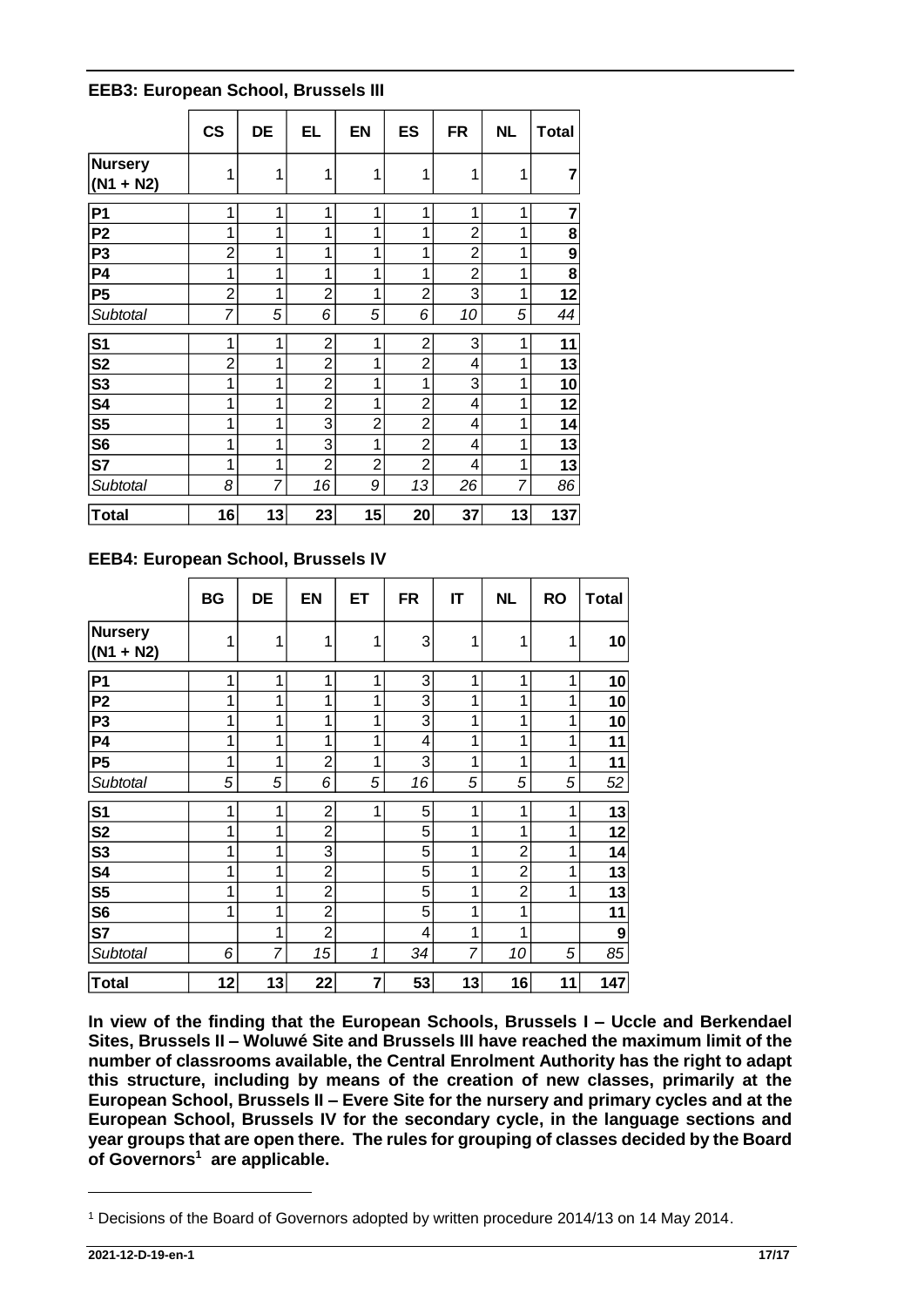**EEB3: European School, Brussels III**

| | CS | DE | EL | EN | ES | FR | NL | Total |
|---|---|---|---|---|---|---|---|---|
| **Nursery (N1 + N2)** | 1 | 1 | 1 | 1 | 1 | 1 | 1 | **7** |
| **P1** | 1 | 1 | 1 | 1 | 1 | 1 | 1 | **7** |
| **P2** | 1 | 1 | 1 | 1 | 1 | 2 | 1 | **8** |
| **P3** | 2 | 1 | 1 | 1 | 1 | 2 | 1 | **9** |
| **P4** | 1 | 1 | 1 | 1 | 1 | 2 | 1 | **8** |
| **P5** | 2 | 1 | 2 | 1 | 2 | 3 | 1 | **12** |
| *Subtotal* | *7* | *5* | *6* | *5* | *6* | *10* | *5* | *44* |
| **S1** | 1 | 1 | 2 | 1 | 2 | 3 | 1 | **11** |
| **S2** | 2 | 1 | 2 | 1 | 2 | 4 | 1 | **13** |
| **S3** | 1 | 1 | 2 | 1 | 1 | 3 | 1 | **10** |
| **S4** | 1 | 1 | 2 | 1 | 2 | 4 | 1 | **12** |
| **S5** | 1 | 1 | 3 | 2 | 2 | 4 | 1 | **14** |
| **S6** | 1 | 1 | 3 | 1 | 2 | 4 | 1 | **13** |
| **S7** | 1 | 1 | 2 | 2 | 2 | 4 | 1 | **13** |
| *Subtotal* | *8* | *7* | *16* | *9* | *13* | *26* | *7* | *86* |
| **Total** | **16** | **13** | **23** | **15** | **20** | **37** | **13** | **137** |

**EEB4: European School, Brussels IV**

| | BG | DE | EN | ET | FR | IT | NL | RO | Total |
|---|---|---|---|---|---|---|---|---|---|
| **Nursery (N1 + N2)** | 1 | 1 | 1 | 1 | 3 | 1 | 1 | 1 | **10** |
| **P1** | 1 | 1 | 1 | 1 | 3 | 1 | 1 | 1 | **10** |
| **P2** | 1 | 1 | 1 | 1 | 3 | 1 | 1 | 1 | **10** |
| **P3** | 1 | 1 | 1 | 1 | 3 | 1 | 1 | 1 | **10** |
| **P4** | 1 | 1 | 1 | 1 | 4 | 1 | 1 | 1 | **11** |
| **P5** | 1 | 1 | 2 | 1 | 3 | 1 | 1 | 1 | **11** |
| *Subtotal* | *5* | *5* | *6* | *5* | *16* | *5* | *5* | *5* | *52* |
| **S1** | 1 | 1 | 2 | 1 | 5 | 1 | 1 | 1 | **13** |
| **S2** | 1 | 1 | 2 | | 5 | 1 | 1 | 1 | **12** |
| **S3** | 1 | 1 | 3 | | 5 | 1 | 2 | 1 | **14** |
| **S4** | 1 | 1 | 2 | | 5 | 1 | 2 | 1 | **13** |
| **S5** | 1 | 1 | 2 | | 5 | 1 | 2 | 1 | **13** |
| **S6** | 1 | 1 | 2 | | 5 | 1 | 1 | | **11** |
| **S7** | | 1 | 2 | | 4 | 1 | 1 | | **9** |
| *Subtotal* | *6* | *7* | *15* | *1* | *34* | *7* | *10* | *5* | *85* |
| **Total** | **12** | **13** | **22** | **7** | **53** | **13** | **16** | **11** | **147** |

**In view of the finding that the European Schools, Brussels I – Uccle and Berkendael Sites, Brussels II – Woluwé Site and Brussels III have reached the maximum limit of the number of classrooms available, the Central Enrolment Authority has the right to adapt this structure, including by means of the creation of new classes, primarily at the European School, Brussels II – Evere Site for the nursery and primary cycles and at the European School, Brussels IV for the secondary cycle, in the language sections and year groups that are open there. The rules for grouping of classes decided by the Board of Governors[1] are applicable.**

[1] Decisions of the Board of Governors adopted by written procedure 2014/13 on 14 May 2014.